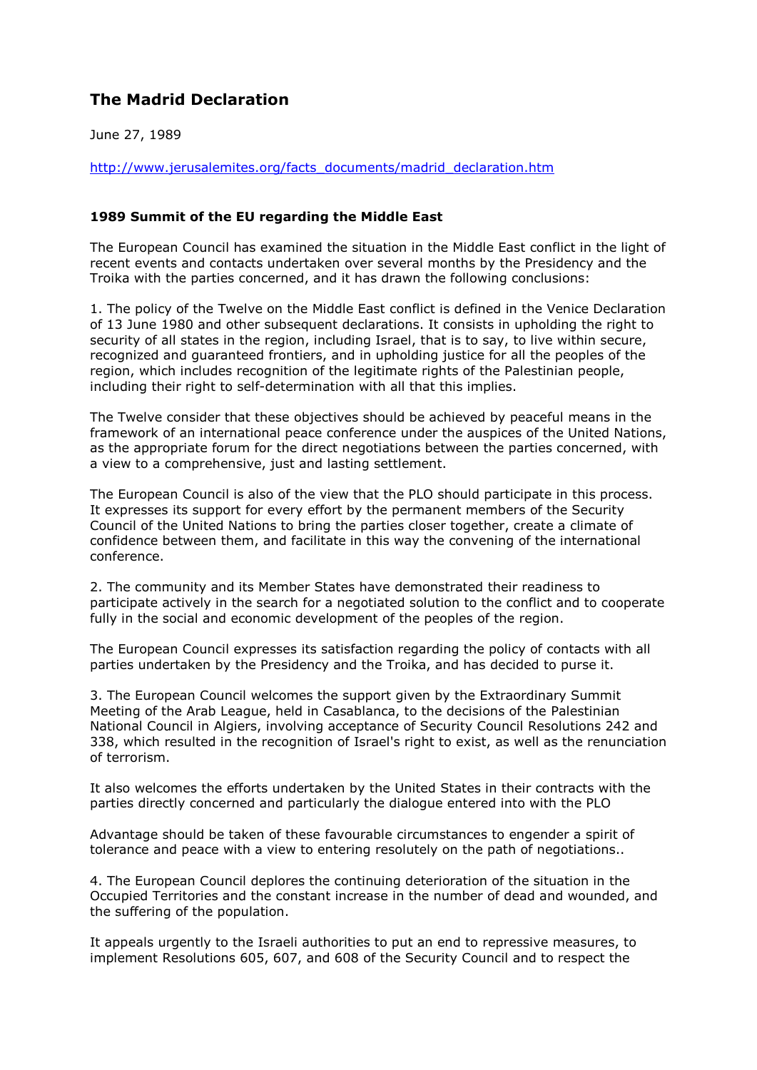# The Madrid Declaration

June 27, 1989

http://www.jerusalemites.org/facts_documents/madrid_declaration.htm

**1989 Summit of the EU regarding the Middle East**

The European Council has examined the situation in the Middle East conflict in the light of recent events and contacts undertaken over several months by the Presidency and the Troika with the parties concerned, and it has drawn the following conclusions:

1. The policy of the Twelve on the Middle East conflict is defined in the Venice Declaration of 13 June 1980 and other subsequent declarations. It consists in upholding the right to security of all states in the region, including Israel, that is to say, to live within secure, recognized and guaranteed frontiers, and in upholding justice for all the peoples of the region, which includes recognition of the legitimate rights of the Palestinian people, including their right to self-determination with all that this implies.

The Twelve consider that these objectives should be achieved by peaceful means in the framework of an international peace conference under the auspices of the United Nations, as the appropriate forum for the direct negotiations between the parties concerned, with a view to a comprehensive, just and lasting settlement.

The European Council is also of the view that the PLO should participate in this process. It expresses its support for every effort by the permanent members of the Security Council of the United Nations to bring the parties closer together, create a climate of confidence between them, and facilitate in this way the convening of the international conference.

2. The community and its Member States have demonstrated their readiness to participate actively in the search for a negotiated solution to the conflict and to cooperate fully in the social and economic development of the peoples of the region.

The European Council expresses its satisfaction regarding the policy of contacts with all parties undertaken by the Presidency and the Troika, and has decided to purse it.

3. The European Council welcomes the support given by the Extraordinary Summit Meeting of the Arab League, held in Casablanca, to the decisions of the Palestinian National Council in Algiers, involving acceptance of Security Council Resolutions 242 and 338, which resulted in the recognition of Israel's right to exist, as well as the renunciation of terrorism.

It also welcomes the efforts undertaken by the United States in their contracts with the parties directly concerned and particularly the dialogue entered into with the PLO

Advantage should be taken of these favourable circumstances to engender a spirit of tolerance and peace with a view to entering resolutely on the path of negotiations..

4. The European Council deplores the continuing deterioration of the situation in the Occupied Territories and the constant increase in the number of dead and wounded, and the suffering of the population.

It appeals urgently to the Israeli authorities to put an end to repressive measures, to implement Resolutions 605, 607, and 608 of the Security Council and to respect the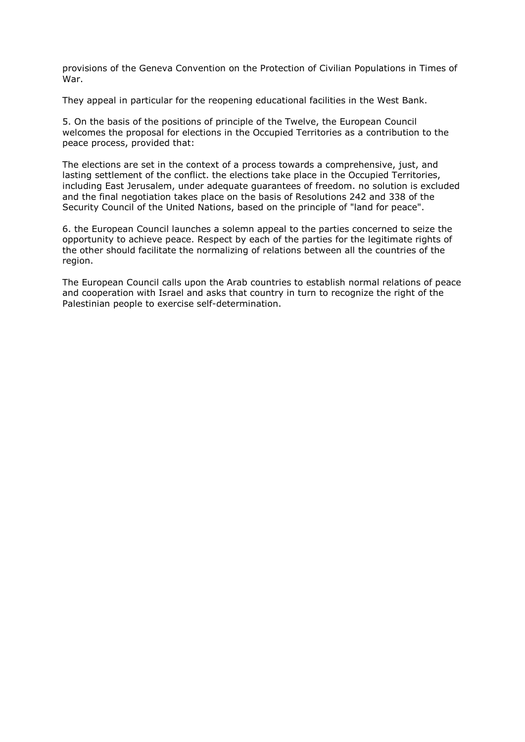provisions of the Geneva Convention on the Protection of Civilian Populations in Times of War.

They appeal in particular for the reopening educational facilities in the West Bank.

5. On the basis of the positions of principle of the Twelve, the European Council welcomes the proposal for elections in the Occupied Territories as a contribution to the peace process, provided that:

The elections are set in the context of a process towards a comprehensive, just, and lasting settlement of the conflict. the elections take place in the Occupied Territories, including East Jerusalem, under adequate guarantees of freedom. no solution is excluded and the final negotiation takes place on the basis of Resolutions 242 and 338 of the Security Council of the United Nations, based on the principle of "land for peace".

6. the European Council launches a solemn appeal to the parties concerned to seize the opportunity to achieve peace. Respect by each of the parties for the legitimate rights of the other should facilitate the normalizing of relations between all the countries of the region.

The European Council calls upon the Arab countries to establish normal relations of peace and cooperation with Israel and asks that country in turn to recognize the right of the Palestinian people to exercise self-determination.